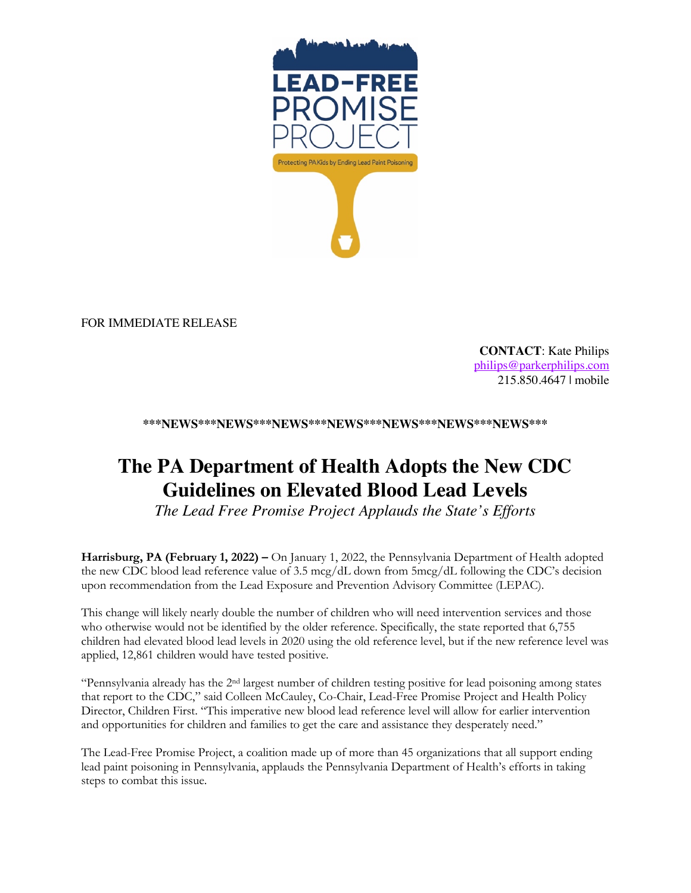LEAD-FREE PROMISE PROJECT

Protecting PA Kids by Ending Lead Paint Poisoning

FOR IMMEDIATE RELEASE

**CONTACT**: Kate Philips
philips@parkerphilips.com
215.850.4647 | mobile

**\*\*\*NEWS\*\*\*NEWS\*\*\*NEWS\*\*\*NEWS\*\*\*NEWS\*\*\*NEWS\*\*\*NEWS\*\*\***

# The PA Department of Health Adopts the New CDC Guidelines on Elevated Blood Lead Levels

*The Lead Free Promise Project Applauds the State's Efforts*

**Harrisburg, PA (February 1, 2022) –** On January 1, 2022, the Pennsylvania Department of Health adopted the new CDC blood lead reference value of 3.5 mcg/dL down from 5mcg/dL following the CDC's decision upon recommendation from the Lead Exposure and Prevention Advisory Committee (LEPAC).

This change will likely nearly double the number of children who will need intervention services and those who otherwise would not be identified by the older reference. Specifically, the state reported that 6,755 children had elevated blood lead levels in 2020 using the old reference level, but if the new reference level was applied, 12,861 children would have tested positive.

"Pennsylvania already has the 2nd largest number of children testing positive for lead poisoning among states that report to the CDC," said Colleen McCauley, Co-Chair, Lead-Free Promise Project and Health Policy Director, Children First. "This imperative new blood lead reference level will allow for earlier intervention and opportunities for children and families to get the care and assistance they desperately need."

The Lead-Free Promise Project, a coalition made up of more than 45 organizations that all support ending lead paint poisoning in Pennsylvania, applauds the Pennsylvania Department of Health's efforts in taking steps to combat this issue.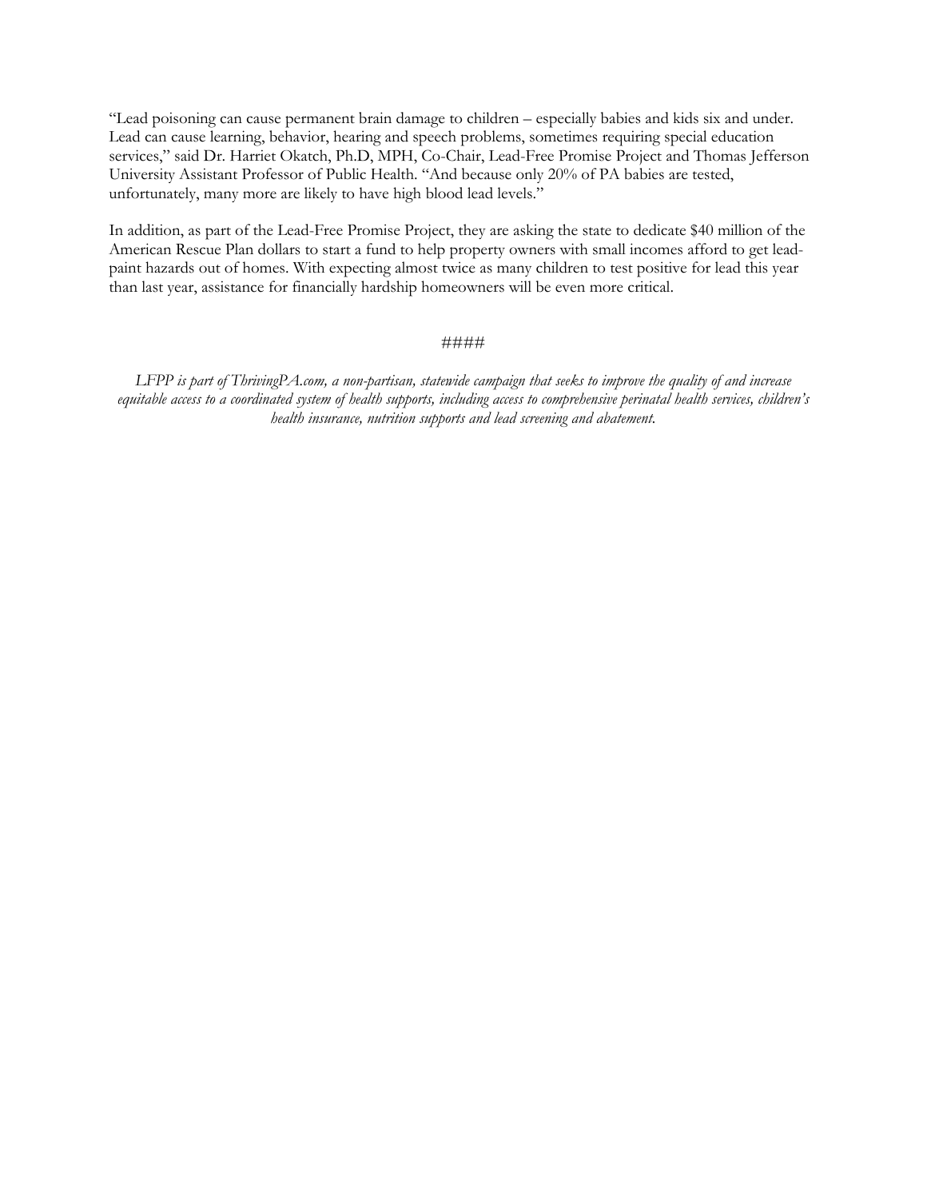"Lead poisoning can cause permanent brain damage to children – especially babies and kids six and under. Lead can cause learning, behavior, hearing and speech problems, sometimes requiring special education services," said Dr. Harriet Okatch, Ph.D, MPH, Co-Chair, Lead-Free Promise Project and Thomas Jefferson University Assistant Professor of Public Health. "And because only 20% of PA babies are tested, unfortunately, many more are likely to have high blood lead levels."

In addition, as part of the Lead-Free Promise Project, they are asking the state to dedicate $40 million of the American Rescue Plan dollars to start a fund to help property owners with small incomes afford to get lead-paint hazards out of homes. With expecting almost twice as many children to test positive for lead this year than last year, assistance for financially hardship homeowners will be even more critical.

####

*LFPP is part of ThrivingPA.com, a non-partisan, statewide campaign that seeks to improve the quality of and increase equitable access to a coordinated system of health supports, including access to comprehensive perinatal health services, children's health insurance, nutrition supports and lead screening and abatement.*